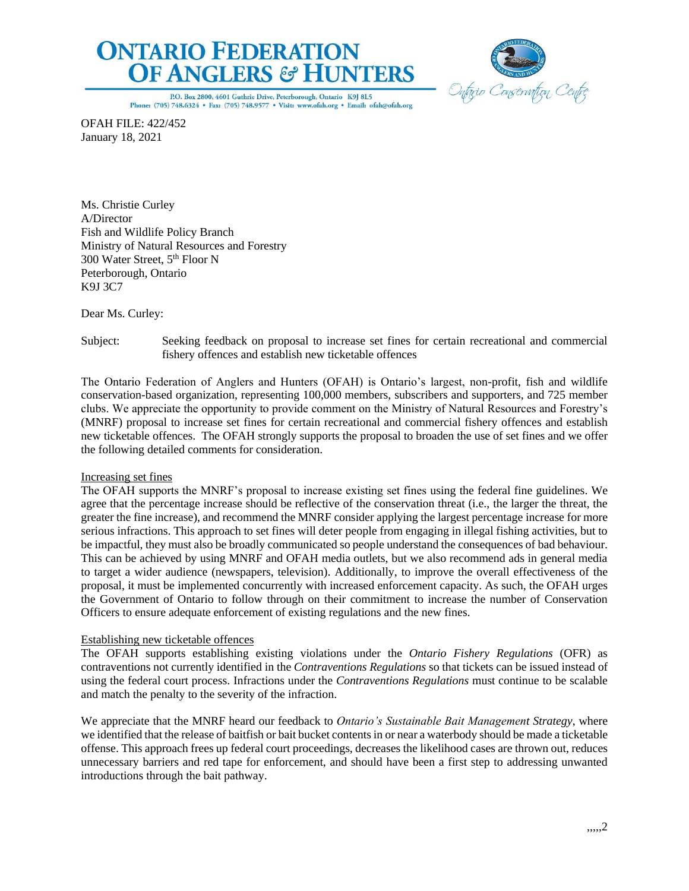# ONTARIO FEDERATION OF ANGLERS & HUNTERS

P.O. Box 2800, 4601 Guthrie Drive, Peterborough, Ontario K9J 8L5
Phone: (705) 748.6324 • Fax: (705) 748.9577 • Visit: www.ofah.org • Email: ofah@ofah.org

Ontario Conservation Centre

OFAH FILE: 422/452
January 18, 2021

Ms. Christie Curley
A/Director
Fish and Wildlife Policy Branch
Ministry of Natural Resources and Forestry
300 Water Street, 5th Floor N
Peterborough, Ontario
K9J 3C7

Dear Ms. Curley:

Subject: Seeking feedback on proposal to increase set fines for certain recreational and commercial fishery offences and establish new ticketable offences

The Ontario Federation of Anglers and Hunters (OFAH) is Ontario's largest, non-profit, fish and wildlife conservation-based organization, representing 100,000 members, subscribers and supporters, and 725 member clubs. We appreciate the opportunity to provide comment on the Ministry of Natural Resources and Forestry's (MNRF) proposal to increase set fines for certain recreational and commercial fishery offences and establish new ticketable offences. The OFAH strongly supports the proposal to broaden the use of set fines and we offer the following detailed comments for consideration.

<u>Increasing set fines</u>

The OFAH supports the MNRF's proposal to increase existing set fines using the federal fine guidelines. We agree that the percentage increase should be reflective of the conservation threat (i.e., the larger the threat, the greater the fine increase), and recommend the MNRF consider applying the largest percentage increase for more serious infractions. This approach to set fines will deter people from engaging in illegal fishing activities, but to be impactful, they must also be broadly communicated so people understand the consequences of bad behaviour. This can be achieved by using MNRF and OFAH media outlets, but we also recommend ads in general media to target a wider audience (newspapers, television). Additionally, to improve the overall effectiveness of the proposal, it must be implemented concurrently with increased enforcement capacity. As such, the OFAH urges the Government of Ontario to follow through on their commitment to increase the number of Conservation Officers to ensure adequate enforcement of existing regulations and the new fines.

<u>Establishing new ticketable offences</u>

The OFAH supports establishing existing violations under the *Ontario Fishery Regulations* (OFR) as contraventions not currently identified in the *Contraventions Regulations* so that tickets can be issued instead of using the federal court process. Infractions under the *Contraventions Regulations* must continue to be scalable and match the penalty to the severity of the infraction.

We appreciate that the MNRF heard our feedback to *Ontario's Sustainable Bait Management Strategy*, where we identified that the release of baitfish or bait bucket contents in or near a waterbody should be made a ticketable offense. This approach frees up federal court proceedings, decreases the likelihood cases are thrown out, reduces unnecessary barriers and red tape for enforcement, and should have been a first step to addressing unwanted introductions through the bait pathway.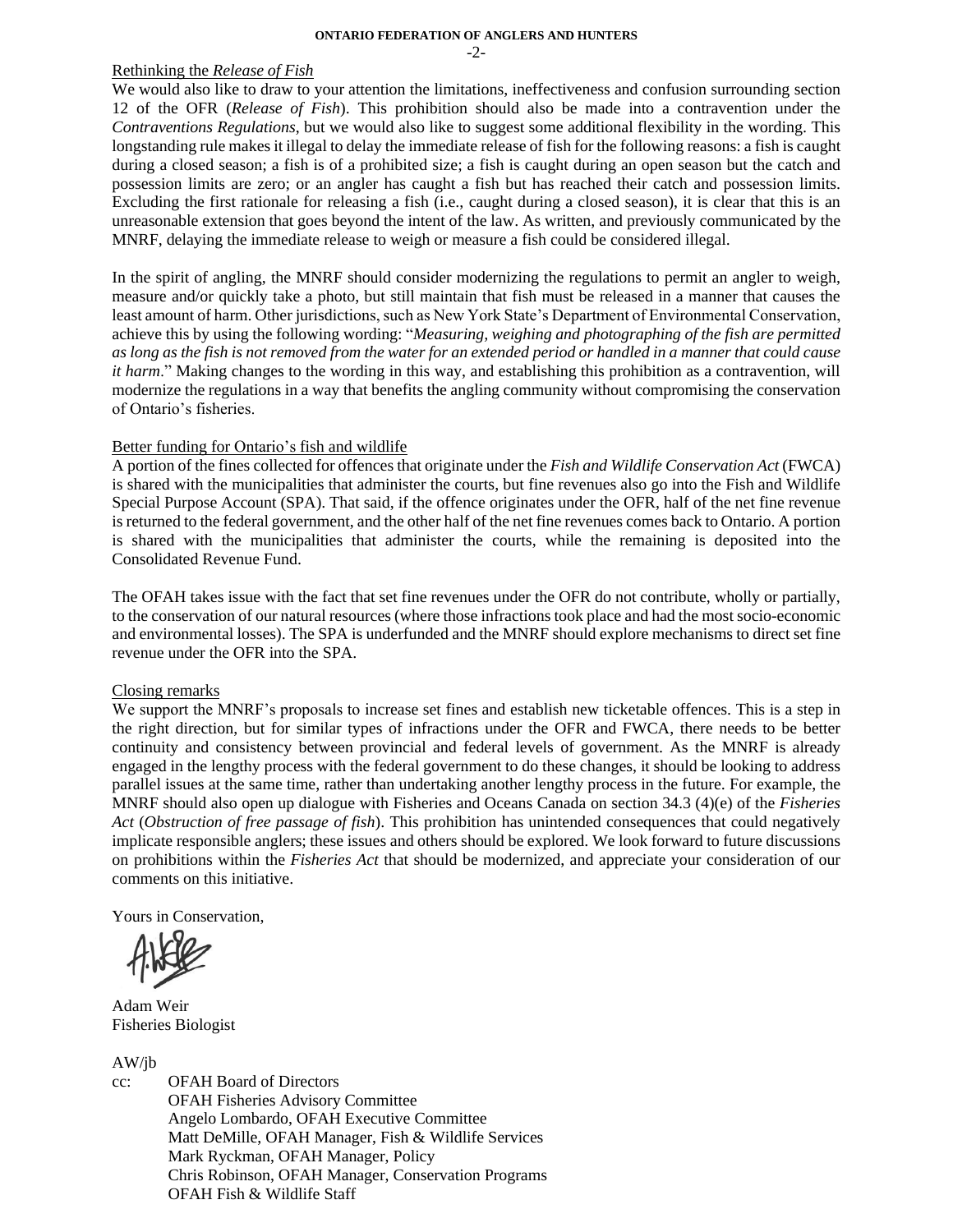Rethinking the *Release of Fish*

We would also like to draw to your attention the limitations, ineffectiveness and confusion surrounding section 12 of the OFR (*Release of Fish*). This prohibition should also be made into a contravention under the *Contraventions Regulations*, but we would also like to suggest some additional flexibility in the wording. This longstanding rule makes it illegal to delay the immediate release of fish for the following reasons: a fish is caught during a closed season; a fish is of a prohibited size; a fish is caught during an open season but the catch and possession limits are zero; or an angler has caught a fish but has reached their catch and possession limits. Excluding the first rationale for releasing a fish (i.e., caught during a closed season), it is clear that this is an unreasonable extension that goes beyond the intent of the law. As written, and previously communicated by the MNRF, delaying the immediate release to weigh or measure a fish could be considered illegal.

In the spirit of angling, the MNRF should consider modernizing the regulations to permit an angler to weigh, measure and/or quickly take a photo, but still maintain that fish must be released in a manner that causes the least amount of harm. Other jurisdictions, such as New York State's Department of Environmental Conservation, achieve this by using the following wording: "*Measuring, weighing and photographing of the fish are permitted as long as the fish is not removed from the water for an extended period or handled in a manner that could cause it harm*." Making changes to the wording in this way, and establishing this prohibition as a contravention, will modernize the regulations in a way that benefits the angling community without compromising the conservation of Ontario's fisheries.

Better funding for Ontario's fish and wildlife

A portion of the fines collected for offences that originate under the *Fish and Wildlife Conservation Act* (FWCA) is shared with the municipalities that administer the courts, but fine revenues also go into the Fish and Wildlife Special Purpose Account (SPA). That said, if the offence originates under the OFR, half of the net fine revenue is returned to the federal government, and the other half of the net fine revenues comes back to Ontario. A portion is shared with the municipalities that administer the courts, while the remaining is deposited into the Consolidated Revenue Fund.

The OFAH takes issue with the fact that set fine revenues under the OFR do not contribute, wholly or partially, to the conservation of our natural resources (where those infractions took place and had the most socio-economic and environmental losses). The SPA is underfunded and the MNRF should explore mechanisms to direct set fine revenue under the OFR into the SPA.

Closing remarks

We support the MNRF's proposals to increase set fines and establish new ticketable offences. This is a step in the right direction, but for similar types of infractions under the OFR and FWCA, there needs to be better continuity and consistency between provincial and federal levels of government. As the MNRF is already engaged in the lengthy process with the federal government to do these changes, it should be looking to address parallel issues at the same time, rather than undertaking another lengthy process in the future. For example, the MNRF should also open up dialogue with Fisheries and Oceans Canada on section 34.3 (4)(e) of the *Fisheries Act* (*Obstruction of free passage of fish*). This prohibition has unintended consequences that could negatively implicate responsible anglers; these issues and others should be explored. We look forward to future discussions on prohibitions within the *Fisheries Act* that should be modernized, and appreciate your consideration of our comments on this initiative.

Yours in Conservation,

Adam Weir
Fisheries Biologist

AW/jb

cc: OFAH Board of Directors
OFAH Fisheries Advisory Committee
Angelo Lombardo, OFAH Executive Committee
Matt DeMille, OFAH Manager, Fish & Wildlife Services
Mark Ryckman, OFAH Manager, Policy
Chris Robinson, OFAH Manager, Conservation Programs
OFAH Fish & Wildlife Staff